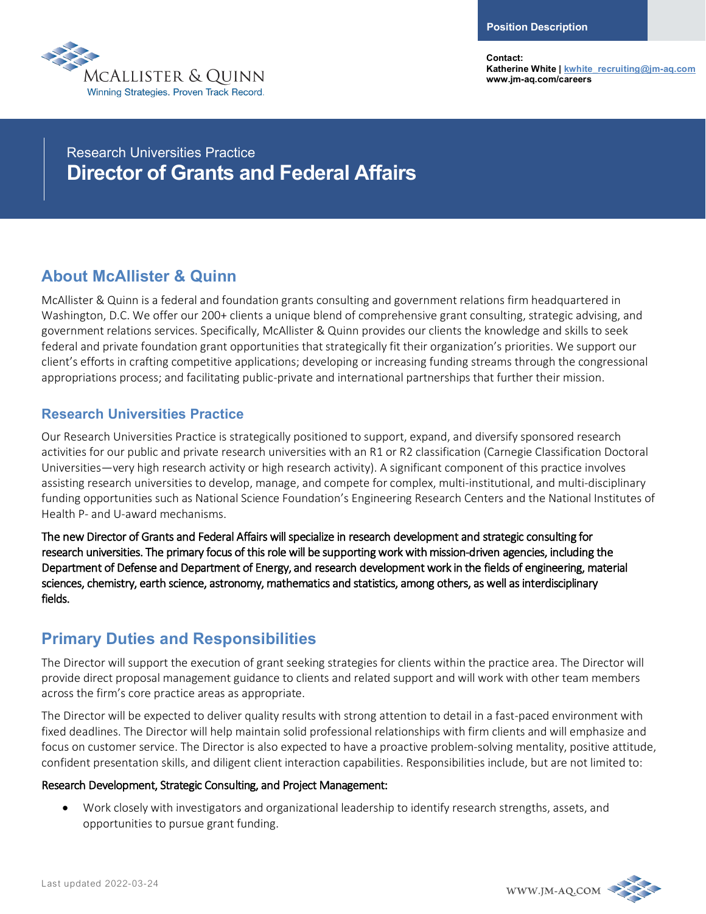Position Description

Contact:
Katherine White | kwhite_recruiting@jm-aq.com
www.jm-aq.com/careers

McALLISTER & QUINN
Winning Strategies. Proven Track Record.

Research Universities Practice

# Director of Grants and Federal Affairs

## About McAllister & Quinn

McAllister & Quinn is a federal and foundation grants consulting and government relations firm headquartered in Washington, D.C. We offer our 200+ clients a unique blend of comprehensive grant consulting, strategic advising, and government relations services. Specifically, McAllister & Quinn provides our clients the knowledge and skills to seek federal and private foundation grant opportunities that strategically fit their organization's priorities. We support our client's efforts in crafting competitive applications; developing or increasing funding streams through the congressional appropriations process; and facilitating public-private and international partnerships that further their mission.

### Research Universities Practice

Our Research Universities Practice is strategically positioned to support, expand, and diversify sponsored research activities for our public and private research universities with an R1 or R2 classification (Carnegie Classification Doctoral Universities—very high research activity or high research activity). A significant component of this practice involves assisting research universities to develop, manage, and compete for complex, multi-institutional, and multi-disciplinary funding opportunities such as National Science Foundation's Engineering Research Centers and the National Institutes of Health P- and U-award mechanisms.

The new Director of Grants and Federal Affairs will specialize in research development and strategic consulting for research universities. The primary focus of this role will be supporting work with mission-driven agencies, including the Department of Defense and Department of Energy, and research development work in the fields of engineering, material sciences, chemistry, earth science, astronomy, mathematics and statistics, among others, as well as interdisciplinary fields.

## Primary Duties and Responsibilities

The Director will support the execution of grant seeking strategies for clients within the practice area. The Director will provide direct proposal management guidance to clients and related support and will work with other team members across the firm's core practice areas as appropriate.

The Director will be expected to deliver quality results with strong attention to detail in a fast-paced environment with fixed deadlines. The Director will help maintain solid professional relationships with firm clients and will emphasize and focus on customer service. The Director is also expected to have a proactive problem-solving mentality, positive attitude, confident presentation skills, and diligent client interaction capabilities. Responsibilities include, but are not limited to:

Research Development, Strategic Consulting, and Project Management:

- Work closely with investigators and organizational leadership to identify research strengths, assets, and opportunities to pursue grant funding.

Last updated 2022-03-24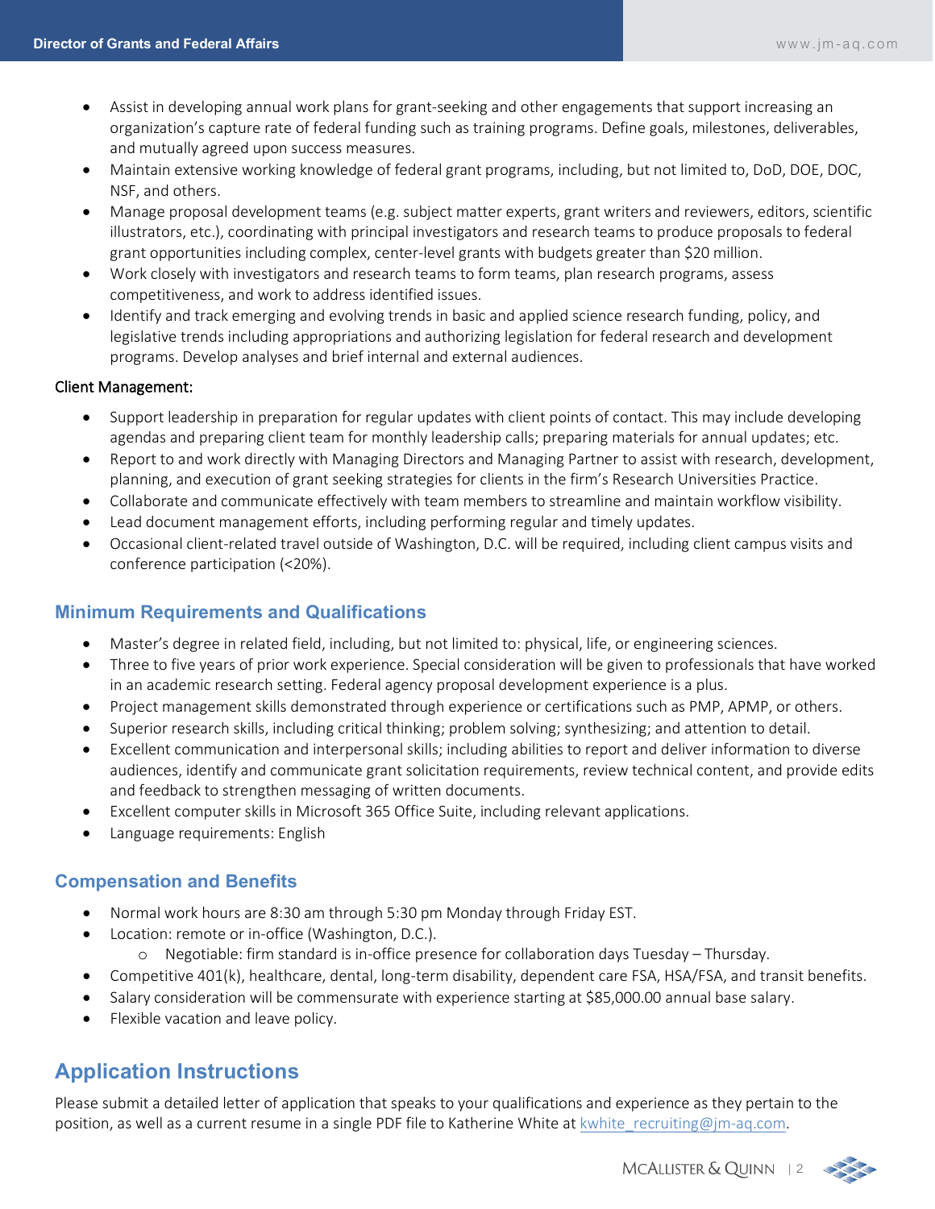- Assist in developing annual work plans for grant-seeking and other engagements that support increasing an organization's capture rate of federal funding such as training programs. Define goals, milestones, deliverables, and mutually agreed upon success measures.
- Maintain extensive working knowledge of federal grant programs, including, but not limited to, DoD, DOE, DOC, NSF, and others.
- Manage proposal development teams (e.g. subject matter experts, grant writers and reviewers, editors, scientific illustrators, etc.), coordinating with principal investigators and research teams to produce proposals to federal grant opportunities including complex, center-level grants with budgets greater than $20 million.
- Work closely with investigators and research teams to form teams, plan research programs, assess competitiveness, and work to address identified issues.
- Identify and track emerging and evolving trends in basic and applied science research funding, policy, and legislative trends including appropriations and authorizing legislation for federal research and development programs. Develop analyses and brief internal and external audiences.

Client Management:

- Support leadership in preparation for regular updates with client points of contact. This may include developing agendas and preparing client team for monthly leadership calls; preparing materials for annual updates; etc.
- Report to and work directly with Managing Directors and Managing Partner to assist with research, development, planning, and execution of grant seeking strategies for clients in the firm's Research Universities Practice.
- Collaborate and communicate effectively with team members to streamline and maintain workflow visibility.
- Lead document management efforts, including performing regular and timely updates.
- Occasional client-related travel outside of Washington, D.C. will be required, including client campus visits and conference participation (<20%).

### Minimum Requirements and Qualifications

- Master's degree in related field, including, but not limited to: physical, life, or engineering sciences.
- Three to five years of prior work experience. Special consideration will be given to professionals that have worked in an academic research setting. Federal agency proposal development experience is a plus.
- Project management skills demonstrated through experience or certifications such as PMP, APMP, or others.
- Superior research skills, including critical thinking; problem solving; synthesizing; and attention to detail.
- Excellent communication and interpersonal skills; including abilities to report and deliver information to diverse audiences, identify and communicate grant solicitation requirements, review technical content, and provide edits and feedback to strengthen messaging of written documents.
- Excellent computer skills in Microsoft 365 Office Suite, including relevant applications.
- Language requirements: English

### Compensation and Benefits

- Normal work hours are 8:30 am through 5:30 pm Monday through Friday EST.
- Location: remote or in-office (Washington, D.C.).
  - Negotiable: firm standard is in-office presence for collaboration days Tuesday – Thursday.
- Competitive 401(k), healthcare, dental, long-term disability, dependent care FSA, HSA/FSA, and transit benefits.
- Salary consideration will be commensurate with experience starting at $85,000.00 annual base salary.
- Flexible vacation and leave policy.

## Application Instructions

Please submit a detailed letter of application that speaks to your qualifications and experience as they pertain to the position, as well as a current resume in a single PDF file to Katherine White at kwhite_recruiting@jm-aq.com.